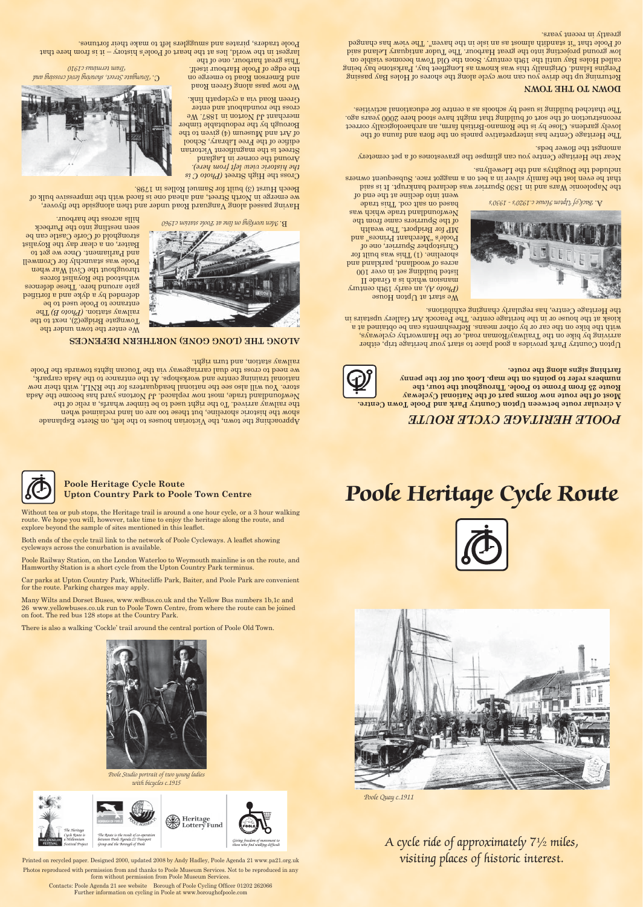# Poole Heritage Cycle Route

*Poole Quay c.1911*

*A cycle ride of approximately 7½ miles, visiting places of historic interest.*

## Poole Heritage Cycle Route
## Upton Country Park to Poole Town Centre

Without tea or pub stops, the Heritage trail is around a one hour cycle, or a 3 hour walking route. We hope you will, however, take time to enjoy the heritage along the route, and explore beyond the sample of sites mentioned in this leaflet.

Both ends of the cycle trail link to the network of Poole Cycleways. A leaflet showing cycleways across the conurbation is available.

Poole Railway Station, on the London Waterloo to Weymouth mainline is on the route, and Hamworthy Station is a short cycle from the Upton Country Park terminus.

Car parks at Upton Country Park, Whitecliffe Park, Baiter, and Poole Park are convenient for the route. Parking charges may apply.

Many Wilts and Dorset Buses, www.wdbus.co.uk and the Yellow Bus numbers 1b,1c and 26 www.yellowbuses.co.uk run to Poole Town Centre, from where the route can be joined on foot. The red bus 128 stops at the Country Park.

There is also a walking 'Cockle' trail around the central portion of Poole Old Town.

*Poole Studio portrait of two young ladies with bicycles c.1915*

*The Heritage Cycle Route is a Millennium Festival Project*

*The Route is the result of co-operation between Poole Agenda 21 Transport Group and the Borough of Poole*

Heritage Lottery Fund

*Giving freedom of movement to those who find walking difficult*

Printed on recycled paper. Designed 2000, updated 2008 by Andy Hadley, Poole Agenda 21 www.pa21.org.uk

Photos reproduced with permission from and thanks to Poole Museum Services. Not to be reproduced in any form without permission from Poole Museum Services.

Contacts: Poole Agenda 21 see website    Borough of Poole Cycling Officer 01202 262066

Further information on cycling in Poole at www.boroughofpoole.com

## POOLE HERITAGE CYCLE ROUTE

**A circular route between Upton Country Park and Poole Town Centre. Most of the route now forms part of the National Cycleway Route 25 from Frome to Poole. Throughout the tour, the numbers refer to points on the map. Look out for the penny farthing signs along the route.**

Upton Country Park provides a good place to start your heritage trip, either arriving by bike on the Trailway/Roman road, or the Hamworthy cycleways, with the bike on the car or by other means. Refreshments can be obtained at a kiosk at the house or in the heritage centre. The Peacock Art Gallery upstairs in the Heritage Centre, has regularly changing exhibitions.

We start at Upton House (*Photo A*), an early 19th century mansion which is a Grade II listed building set in over 100 acres of woodland, parkland and shoreline. (1) This was built for Christopher Spurrier, one of Poole's "Merchant Princes" and MP for Bridport. The wealth of the Spurriers came from the Newfoundland trade which was based on salt cod. This trade went into decline at the end of the Napoleonic Wars and in 1830 Spurrier was declared bankrupt. It is said that he even lost the family silver in a bet on a maggot race. Subsequent owners included the Doughtys and the Llewellyns.

*A. Back of Upton House c.1920's - 1930's*

Near the Heritage Centre you can glimpse the gravestones of a pet cemetery amongst the flower beds.

The Heritage Centre has interpretative panels on the flora and fauna of the lovely gardens. Close by is the Romano-British farm, an archaeologically correct reconstruction of the sort of building that might have stood here 2000 years ago. The thatched building is used by schools as a centre for educational activities.

### DOWN TO THE TOWN

Returning up the drive you can now cycle along the shores of Holes Bay passing Pergins Island. Originally this was known as Longfleet bay, Parkstone bay being called Holes Bay until the 19th century. Soon the Old Town becomes visible on low ground projecting into the great Harbour. The Tudor antiquary Leland said of Poole that "it standith almost as an isle in the haven". The view has changed greatly in recent years.

Approaching the town, the Victorian houses to the left, on Sterte Esplanade show the historic shoreline, but these too are on land reclaimed when the railway arrived. To the right used to be timber wharfs, a relic of the Newfoundland trade, most now replaced. JJ Nortons yard has become the Asda store. You will also see the national headquarters for the RNLI, with their new national training centre and workshops. At the entrance to the Asda carpark, we need to cross the dual carriageway via the Toucan lights towards the Poole railway station, and turn right.

### ALONG THE (LONG GONE) NORTHERN DEFENCES

We enter the town under the Towngate Bridge(2), next to the railway station. (*Photo B*) The entrance to Poole used to be defended by a dyke and a fortified gate around here. These defences withstood the Royalist forces throughout the Civil War when Poole was staunchly for Cromwell and Parliament. Once we get to Baiter, on a clear day the Royalist stronghold of Corfe Castle can be seen nestling into the Purbeck hills across the harbour.

*B. Men working on line at Poole station c1960*

Having passed along Vanguard Road under and then alongside the flyover, we emerge in North Street, and ahead one is faced with the impressive bulk of Beech Hurst (3) built for Samuel Rolles in 1798.

Cross the High Street (*Photo C is the historic view left from here).* Around the corner in Lagland Street is the magnificent Victorian edifice of the Free Library, School of Art and Museum (4) given to the Borough by the redoubtable timber merchant JJ Norton in 1887. We cross the roundabout and enter Green Road via a cyclepath link. We now pass along Green Road and Emerson Road to emerge on the edge of Poole Harbour itself. This great harbour, one of the largest in the world, lies at the heart of Poole's history – it is from here that Poole traders, pirates and smugglers left to make their fortunes.

*C. Towngate Street, showing level crossing and Tram terminus c1910*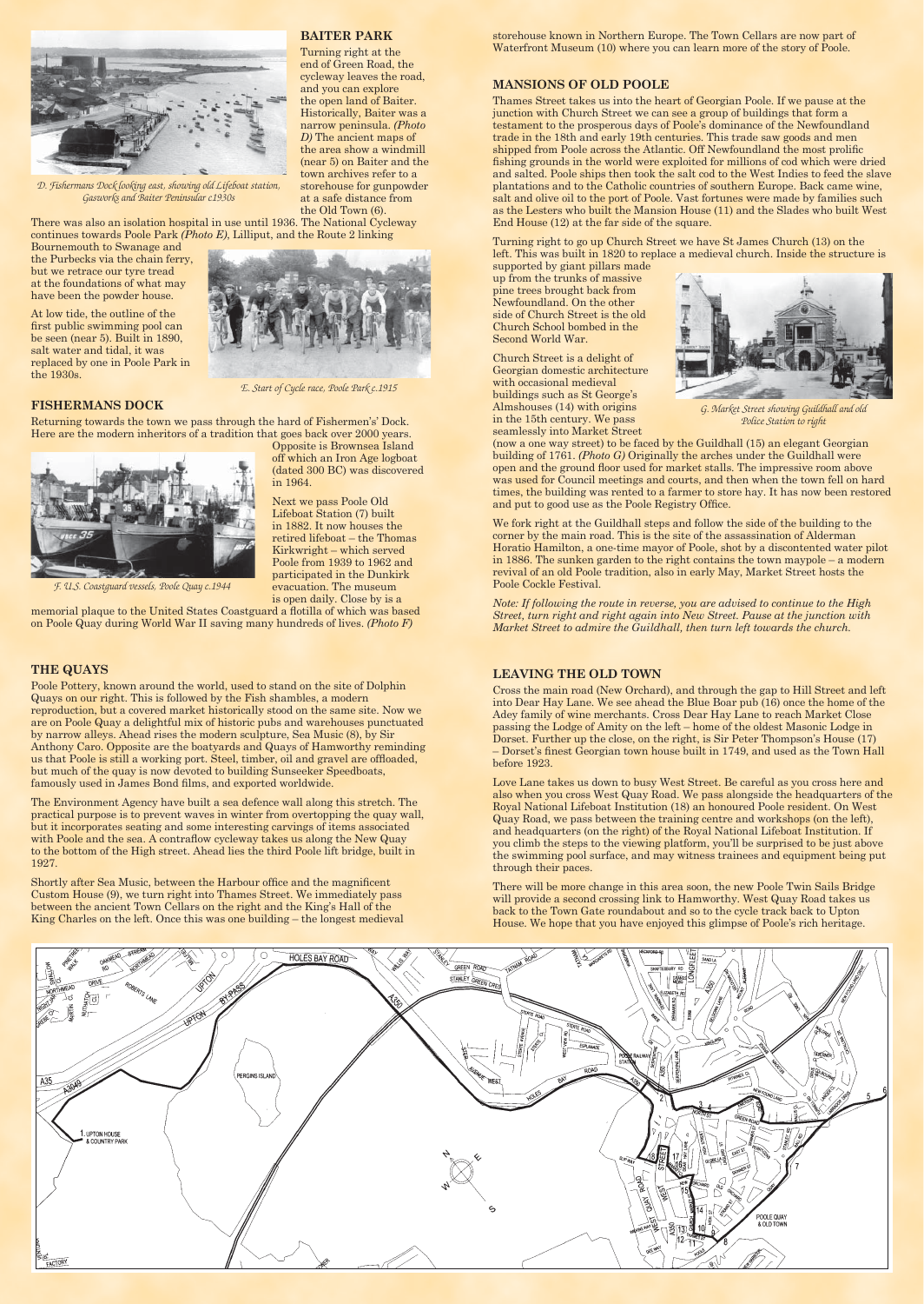## BAITER PARK

Turning right at the end of Green Road, the cycleway leaves the road, and you can explore the open land of Baiter. Historically, Baiter was a narrow peninsula. *(Photo D)* The ancient maps of the area show a windmill (near 5) on Baiter and the town archives refer to a storehouse for gunpowder at a safe distance from the Old Town (6).

*D. Fishermans Dock looking east, showing old Lifeboat station, Gasworks and Baiter Peninsular c1930s*

There was also an isolation hospital in use until 1936. The National Cycleway continues towards Poole Park *(Photo E)*, Lilliput, and the Route 2 linking Bournemouth to Swanage and the Purbecks via the chain ferry, but we retrace our tyre tread at the foundations of what may have been the powder house.

At low tide, the outline of the first public swimming pool can be seen (near 5). Built in 1890, salt water and tidal, it was replaced by one in Poole Park in the 1930s.

*E. Start of Cycle race, Poole Park c.1915*

## FISHERMANS DOCK

Returning towards the town we pass through the hard of Fishermen's' Dock. Here are the modern inheritors of a tradition that goes back over 2000 years. Opposite is Brownsea Island off which an Iron Age logboat (dated 300 BC) was discovered in 1964.

Next we pass Poole Old Lifeboat Station (7) built in 1882. It now houses the retired lifeboat – the Thomas Kirkwright – which served Poole from 1939 to 1962 and participated in the Dunkirk evacuation. The museum is open daily. Close by is a memorial plaque to the United States Coastguard a flotilla of which was based on Poole Quay during World War II saving many hundreds of lives. *(Photo F)*

*F. U.S. Coastguard vessels, Poole Quay c.1944*

## THE QUAYS

Poole Pottery, known around the world, used to stand on the site of Dolphin Quays on our right. This is followed by the Fish shambles, a modern reproduction, but a covered market historically stood on the same site. Now we are on Poole Quay a delightful mix of historic pubs and warehouses punctuated by narrow alleys. Ahead rises the modern sculpture, Sea Music (8), by Sir Anthony Caro. Opposite are the boatyards and Quays of Hamworthy reminding us that Poole is still a working port. Steel, timber, oil and gravel are offloaded, but much of the quay is now devoted to building Sunseeker Speedboats, famously used in James Bond films, and exported worldwide.

The Environment Agency have built a sea defence wall along this stretch. The practical purpose is to prevent waves in winter from overtopping the quay wall, but it incorporates seating and some interesting carvings of items associated with Poole and the sea. A contraflow cycleway takes us along the New Quay to the bottom of the High street. Ahead lies the third Poole lift bridge, built in 1927.

Shortly after Sea Music, between the Harbour office and the magnificent Custom House (9), we turn right into Thames Street. We immediately pass between the ancient Town Cellars on the right and the King's Hall of the King Charles on the left. Once this was one building – the longest medieval storehouse known in Northern Europe. The Town Cellars are now part of Waterfront Museum (10) where you can learn more of the story of Poole.

## MANSIONS OF OLD POOLE

Thames Street takes us into the heart of Georgian Poole. If we pause at the junction with Church Street we can see a group of buildings that form a testament to the prosperous days of Poole's dominance of the Newfoundland trade in the 18th and early 19th centuries. This trade saw goods and men shipped from Poole across the Atlantic. Off Newfoundland the most prolific fishing grounds in the world were exploited for millions of cod which were dried and salted. Poole ships then took the salt cod to the West Indies to feed the slave plantations and to the Catholic countries of southern Europe. Back came wine, salt and olive oil to the port of Poole. Vast fortunes were made by families such as the Lesters who built the Mansion House (11) and the Slades who built West End House (12) at the far side of the square.

Turning right to go up Church Street we have St James Church (13) on the left. This was built in 1820 to replace a medieval church. Inside the structure is supported by giant pillars made up from the trunks of massive pine trees brought back from Newfoundland. On the other side of Church Street is the old Church School bombed in the Second World War.

Church Street is a delight of Georgian domestic architecture with occasional medieval buildings such as St George's Almshouses (14) with origins in the 15th century. We pass seamlessly into Market Street (now a one way street) to be faced by the Guildhall (15) an elegant Georgian building of 1761. *(Photo G)* Originally the arches under the Guildhall were open and the ground floor used for market stalls. The impressive room above was used for Council meetings and courts, and then when the town fell on hard times, the building was rented to a farmer to store hay. It has now been restored and put to good use as the Poole Registry Office.

*G. Market Street showing Guildhall and old Police Station to right*

We fork right at the Guildhall steps and follow the side of the building to the corner by the main road. This is the site of the assassination of Alderman Horatio Hamilton, a one-time mayor of Poole, shot by a discontented water pilot in 1886. The sunken garden to the right contains the town maypole – a modern revival of an old Poole tradition, also in early May, Market Street hosts the Poole Cockle Festival.

*Note: If following the route in reverse, you are advised to continue to the High Street, turn right and right again into New Street. Pause at the junction with Market Street to admire the Guildhall, then turn left towards the church.*

## LEAVING THE OLD TOWN

Cross the main road (New Orchard), and through the gap to Hill Street and left into Dear Hay Lane. We see ahead the Blue Boar pub (16) once the home of the Adey family of wine merchants. Cross Dear Hay Lane to reach Market Close passing the Lodge of Amity on the left – home of the oldest Masonic Lodge in Dorset. Further up the close, on the right, is Sir Peter Thompson's House (17) – Dorset's finest Georgian town house built in 1749, and used as the Town Hall before 1923.

Love Lane takes us down to busy West Street. Be careful as you cross here and also when you cross West Quay Road. We pass alongside the headquarters of the Royal National Lifeboat Institution (18) an honoured Poole resident. On West Quay Road, we pass between the training centre and workshops (on the left), and headquarters (on the right) of the Royal National Lifeboat Institution. If you climb the steps to the viewing platform, you'll be surprised to be just above the swimming pool surface, and may witness trainees and equipment being put through their paces.

There will be more change in this area soon, the new Poole Twin Sails Bridge will provide a second crossing link to Hamworthy. West Quay Road takes us back to the Town Gate roundabout and so to the cycle track back to Upton House. We hope that you have enjoyed this glimpse of Poole's rich heritage.

1. UPTON HOUSE & COUNTRY PARK

HOLES BAY ROAD

PERGINS ISLAND

POOLE QUAY & OLD TOWN